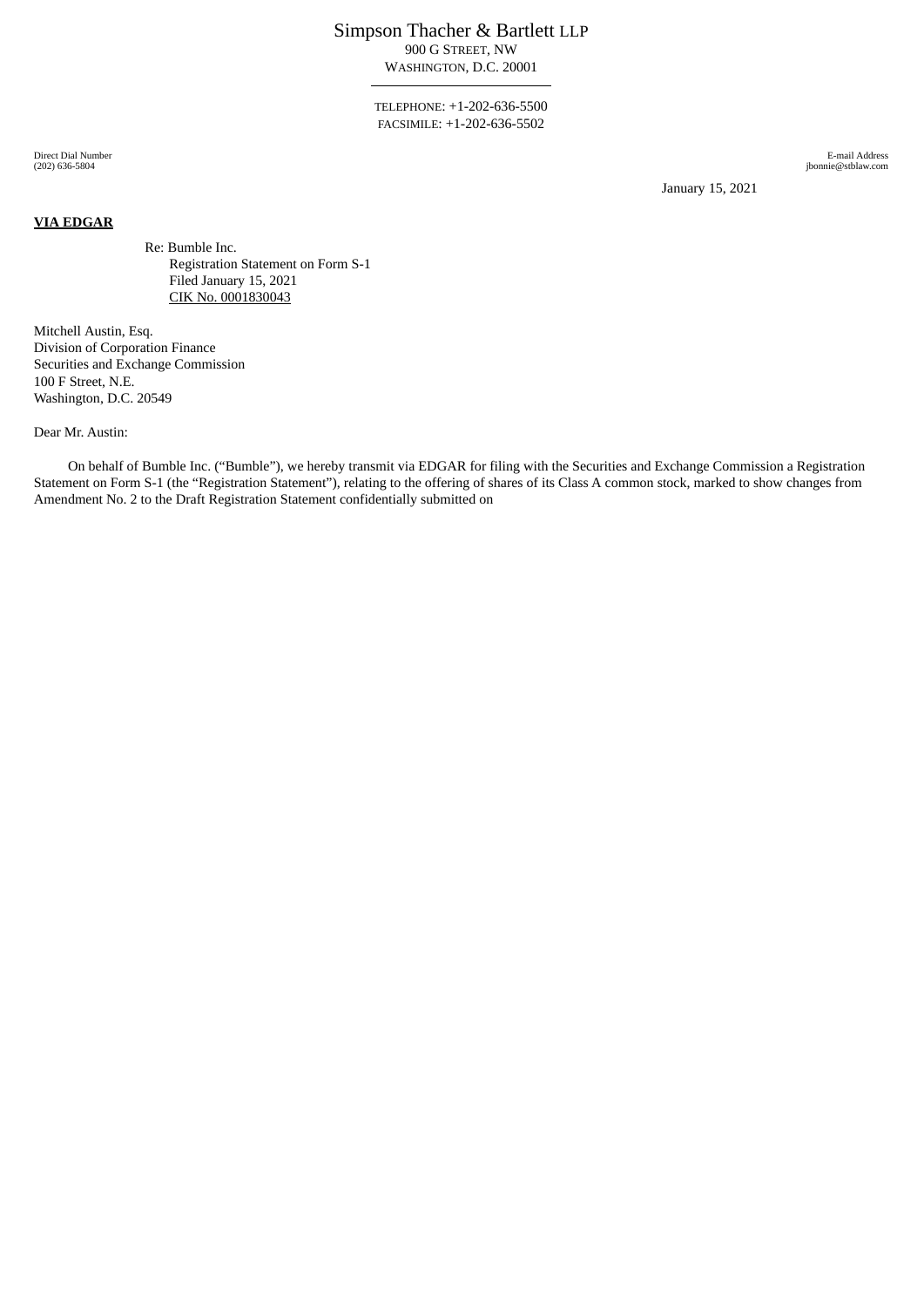Simpson Thacher & Bartlett LLP
900 G STREET, NW
WASHINGTON, D.C. 20001

---

TELEPHONE: +1-202-636-5500
FACSIMILE: +1-202-636-5502

Direct Dial Number
(202) 636-5804

E-mail Address
jbonnie@stblaw.com

January 15, 2021

**VIA EDGAR**

Re: Bumble Inc.
Registration Statement on Form S-1
Filed January 15, 2021
CIK No. 0001830043

Mitchell Austin, Esq.
Division of Corporation Finance
Securities and Exchange Commission
100 F Street, N.E.
Washington, D.C. 20549

Dear Mr. Austin:

On behalf of Bumble Inc. ("Bumble"), we hereby transmit via EDGAR for filing with the Securities and Exchange Commission a Registration Statement on Form S-1 (the "Registration Statement"), relating to the offering of shares of its Class A common stock, marked to show changes from Amendment No. 2 to the Draft Registration Statement confidentially submitted on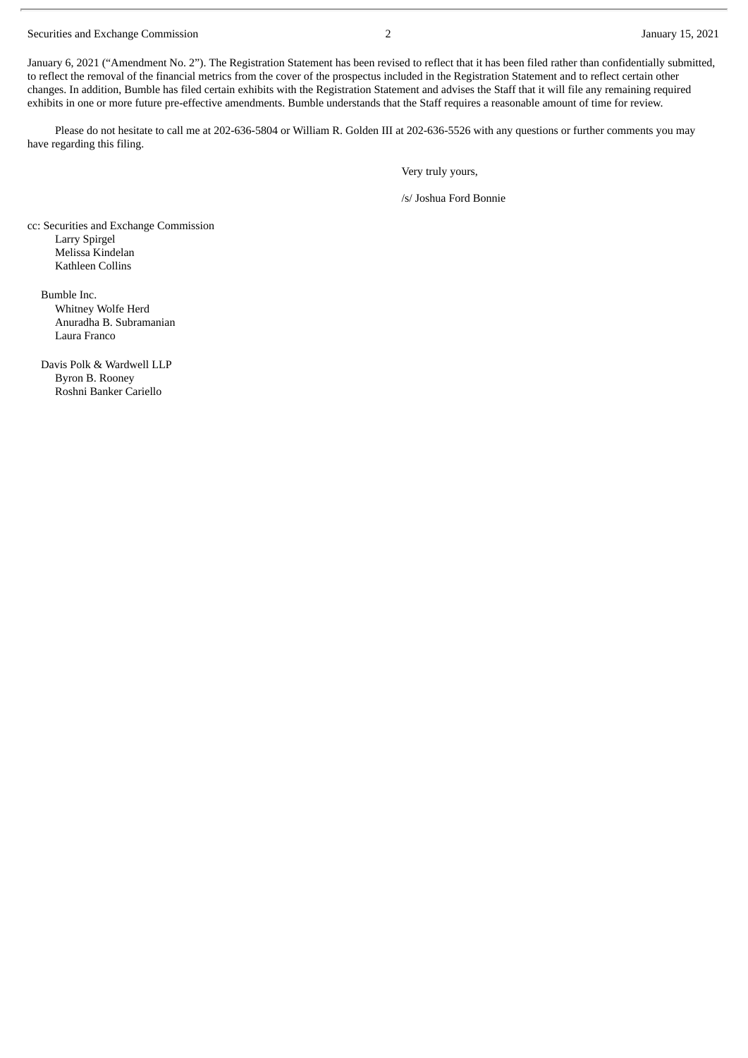January 6, 2021 ("Amendment No. 2"). The Registration Statement has been revised to reflect that it has been filed rather than confidentially submitted, to reflect the removal of the financial metrics from the cover of the prospectus included in the Registration Statement and to reflect certain other changes. In addition, Bumble has filed certain exhibits with the Registration Statement and advises the Staff that it will file any remaining required exhibits in one or more future pre-effective amendments. Bumble understands that the Staff requires a reasonable amount of time for review.

Please do not hesitate to call me at 202-636-5804 or William R. Golden III at 202-636-5526 with any questions or further comments you may have regarding this filing.

Very truly yours,

/s/ Joshua Ford Bonnie

cc: Securities and Exchange Commission
Larry Spirgel
Melissa Kindelan
Kathleen Collins

Bumble Inc.
Whitney Wolfe Herd
Anuradha B. Subramanian
Laura Franco

Davis Polk & Wardwell LLP
Byron B. Rooney
Roshni Banker Cariello